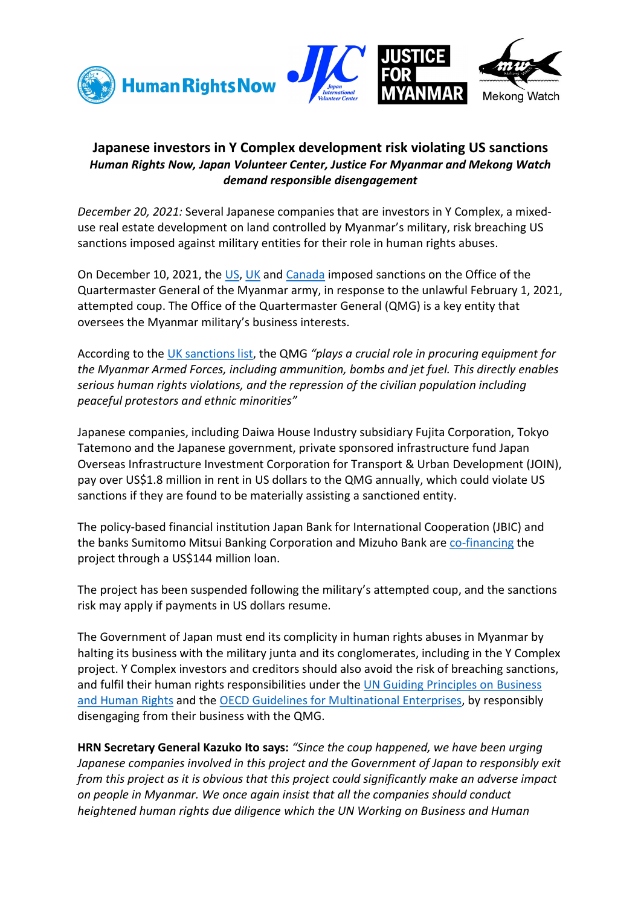Human Rights Now | JVC Japan International Volunteer Center | JUSTICE FOR MYANMAR | Mekong Watch

# Japanese investors in Y Complex development risk violating US sanctions

***Human Rights Now, Japan Volunteer Center, Justice For Myanmar and Mekong Watch demand responsible disengagement***

*December 20, 2021:* Several Japanese companies that are investors in Y Complex, a mixed-use real estate development on land controlled by Myanmar's military, risk breaching US sanctions imposed against military entities for their role in human rights abuses.

On December 10, 2021, the US, UK and Canada imposed sanctions on the Office of the Quartermaster General of the Myanmar army, in response to the unlawful February 1, 2021, attempted coup. The Office of the Quartermaster General (QMG) is a key entity that oversees the Myanmar military's business interests.

According to the UK sanctions list, the QMG *"plays a crucial role in procuring equipment for the Myanmar Armed Forces, including ammunition, bombs and jet fuel. This directly enables serious human rights violations, and the repression of the civilian population including peaceful protestors and ethnic minorities"*

Japanese companies, including Daiwa House Industry subsidiary Fujita Corporation, Tokyo Tatemono and the Japanese government, private sponsored infrastructure fund Japan Overseas Infrastructure Investment Corporation for Transport & Urban Development (JOIN), pay over US$1.8 million in rent in US dollars to the QMG annually, which could violate US sanctions if they are found to be materially assisting a sanctioned entity.

The policy-based financial institution Japan Bank for International Cooperation (JBIC) and the banks Sumitomo Mitsui Banking Corporation and Mizuho Bank are co-financing the project through a US$144 million loan.

The project has been suspended following the military's attempted coup, and the sanctions risk may apply if payments in US dollars resume.

The Government of Japan must end its complicity in human rights abuses in Myanmar by halting its business with the military junta and its conglomerates, including in the Y Complex project. Y Complex investors and creditors should also avoid the risk of breaching sanctions, and fulfil their human rights responsibilities under the UN Guiding Principles on Business and Human Rights and the OECD Guidelines for Multinational Enterprises, by responsibly disengaging from their business with the QMG.

**HRN Secretary General Kazuko Ito says:** *"Since the coup happened, we have been urging Japanese companies involved in this project and the Government of Japan to responsibly exit from this project as it is obvious that this project could significantly make an adverse impact on people in Myanmar. We once again insist that all the companies should conduct heightened human rights due diligence which the UN Working on Business and Human*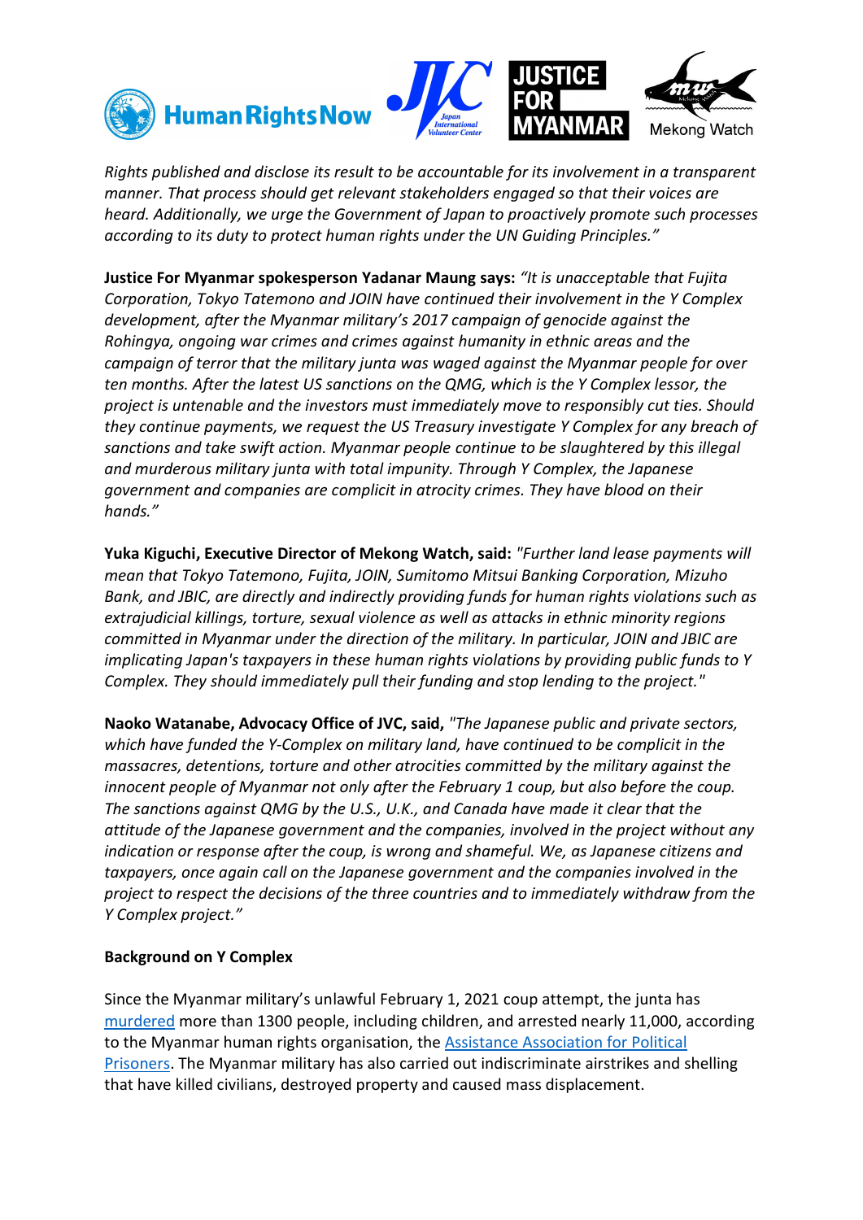*Rights published and disclose its result to be accountable for its involvement in a transparent manner. That process should get relevant stakeholders engaged so that their voices are heard. Additionally, we urge the Government of Japan to proactively promote such processes according to its duty to protect human rights under the UN Guiding Principles."*

**Justice For Myanmar spokesperson Yadanar Maung says:** *"It is unacceptable that Fujita Corporation, Tokyo Tatemono and JOIN have continued their involvement in the Y Complex development, after the Myanmar military's 2017 campaign of genocide against the Rohingya, ongoing war crimes and crimes against humanity in ethnic areas and the campaign of terror that the military junta was waged against the Myanmar people for over ten months. After the latest US sanctions on the QMG, which is the Y Complex lessor, the project is untenable and the investors must immediately move to responsibly cut ties. Should they continue payments, we request the US Treasury investigate Y Complex for any breach of sanctions and take swift action. Myanmar people continue to be slaughtered by this illegal and murderous military junta with total impunity. Through Y Complex, the Japanese government and companies are complicit in atrocity crimes. They have blood on their hands."*

**Yuka Kiguchi, Executive Director of Mekong Watch, said:** *"Further land lease payments will mean that Tokyo Tatemono, Fujita, JOIN, Sumitomo Mitsui Banking Corporation, Mizuho Bank, and JBIC, are directly and indirectly providing funds for human rights violations such as extrajudicial killings, torture, sexual violence as well as attacks in ethnic minority regions committed in Myanmar under the direction of the military. In particular, JOIN and JBIC are implicating Japan's taxpayers in these human rights violations by providing public funds to Y Complex. They should immediately pull their funding and stop lending to the project."*

**Naoko Watanabe, Advocacy Office of JVC, said,** *"The Japanese public and private sectors, which have funded the Y-Complex on military land, have continued to be complicit in the massacres, detentions, torture and other atrocities committed by the military against the innocent people of Myanmar not only after the February 1 coup, but also before the coup. The sanctions against QMG by the U.S., U.K., and Canada have made it clear that the attitude of the Japanese government and the companies, involved in the project without any indication or response after the coup, is wrong and shameful. We, as Japanese citizens and taxpayers, once again call on the Japanese government and the companies involved in the project to respect the decisions of the three countries and to immediately withdraw from the Y Complex project."*

**Background on Y Complex**

Since the Myanmar military's unlawful February 1, 2021 coup attempt, the junta has murdered more than 1300 people, including children, and arrested nearly 11,000, according to the Myanmar human rights organisation, the Assistance Association for Political Prisoners. The Myanmar military has also carried out indiscriminate airstrikes and shelling that have killed civilians, destroyed property and caused mass displacement.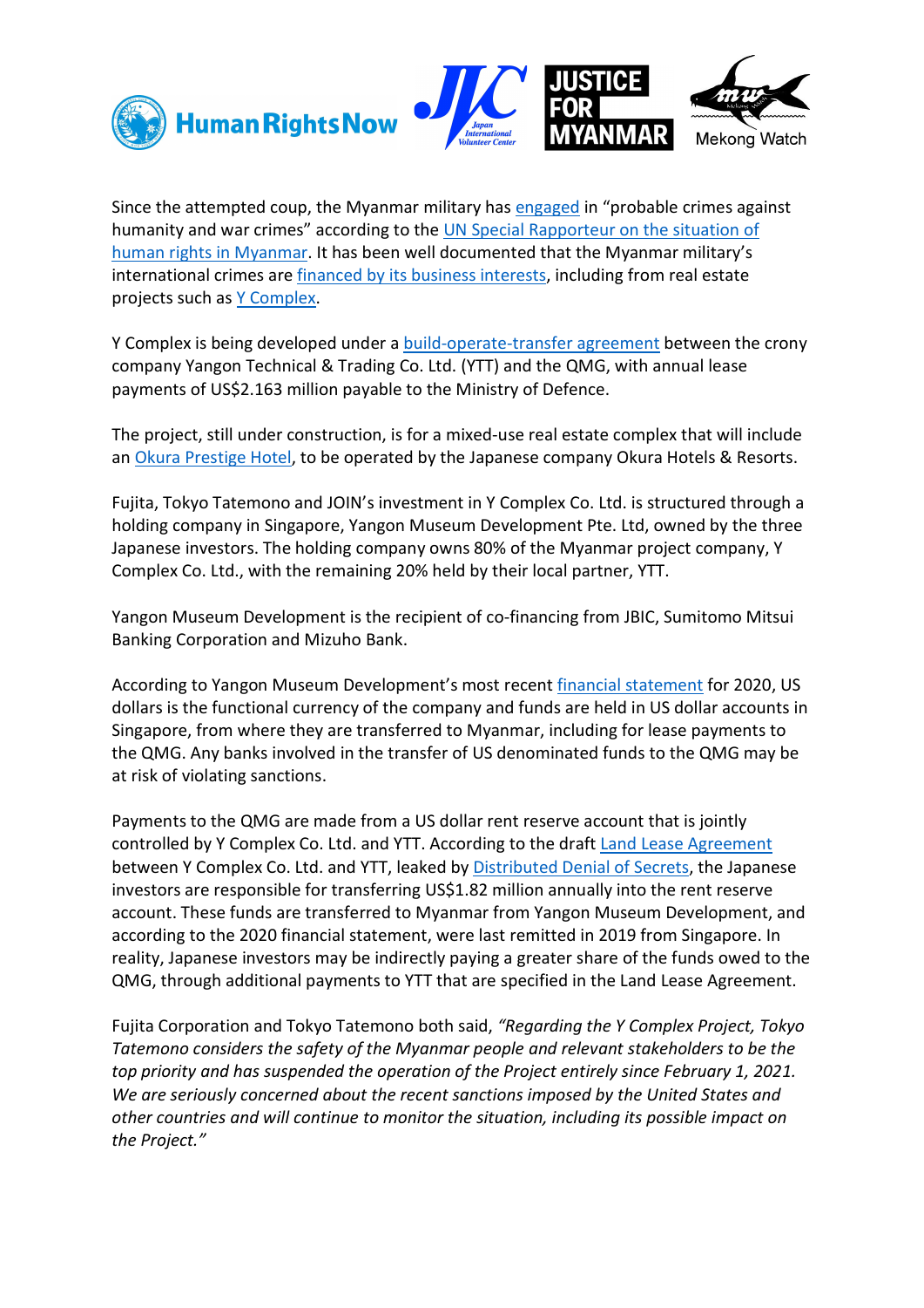Since the attempted coup, the Myanmar military has engaged in "probable crimes against humanity and war crimes" according to the UN Special Rapporteur on the situation of human rights in Myanmar. It has been well documented that the Myanmar military's international crimes are financed by its business interests, including from real estate projects such as Y Complex.

Y Complex is being developed under a build-operate-transfer agreement between the crony company Yangon Technical & Trading Co. Ltd. (YTT) and the QMG, with annual lease payments of US$2.163 million payable to the Ministry of Defence.

The project, still under construction, is for a mixed-use real estate complex that will include an Okura Prestige Hotel, to be operated by the Japanese company Okura Hotels & Resorts.

Fujita, Tokyo Tatemono and JOIN's investment in Y Complex Co. Ltd. is structured through a holding company in Singapore, Yangon Museum Development Pte. Ltd, owned by the three Japanese investors. The holding company owns 80% of the Myanmar project company, Y Complex Co. Ltd., with the remaining 20% held by their local partner, YTT.

Yangon Museum Development is the recipient of co-financing from JBIC, Sumitomo Mitsui Banking Corporation and Mizuho Bank.

According to Yangon Museum Development's most recent financial statement for 2020, US dollars is the functional currency of the company and funds are held in US dollar accounts in Singapore, from where they are transferred to Myanmar, including for lease payments to the QMG. Any banks involved in the transfer of US denominated funds to the QMG may be at risk of violating sanctions.

Payments to the QMG are made from a US dollar rent reserve account that is jointly controlled by Y Complex Co. Ltd. and YTT. According to the draft Land Lease Agreement between Y Complex Co. Ltd. and YTT, leaked by Distributed Denial of Secrets, the Japanese investors are responsible for transferring US$1.82 million annually into the rent reserve account. These funds are transferred to Myanmar from Yangon Museum Development, and according to the 2020 financial statement, were last remitted in 2019 from Singapore. In reality, Japanese investors may be indirectly paying a greater share of the funds owed to the QMG, through additional payments to YTT that are specified in the Land Lease Agreement.

Fujita Corporation and Tokyo Tatemono both said, *"Regarding the Y Complex Project, Tokyo Tatemono considers the safety of the Myanmar people and relevant stakeholders to be the top priority and has suspended the operation of the Project entirely since February 1, 2021. We are seriously concerned about the recent sanctions imposed by the United States and other countries and will continue to monitor the situation, including its possible impact on the Project."*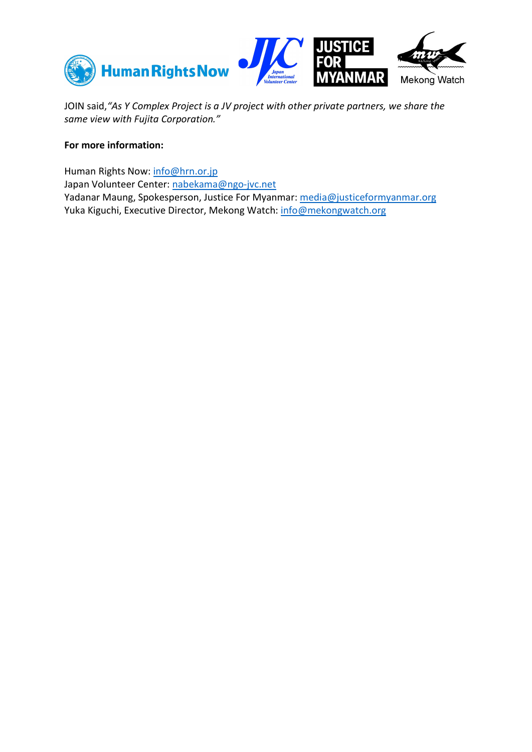JOIN said, *"As Y Complex Project is a JV project with other private partners, we share the same view with Fujita Corporation."*

**For more information:**

Human Rights Now: info@hrn.or.jp
Japan Volunteer Center: nabekama@ngo-jvc.net
Yadanar Maung, Spokesperson, Justice For Myanmar: media@justiceformyanmar.org
Yuka Kiguchi, Executive Director, Mekong Watch: info@mekongwatch.org